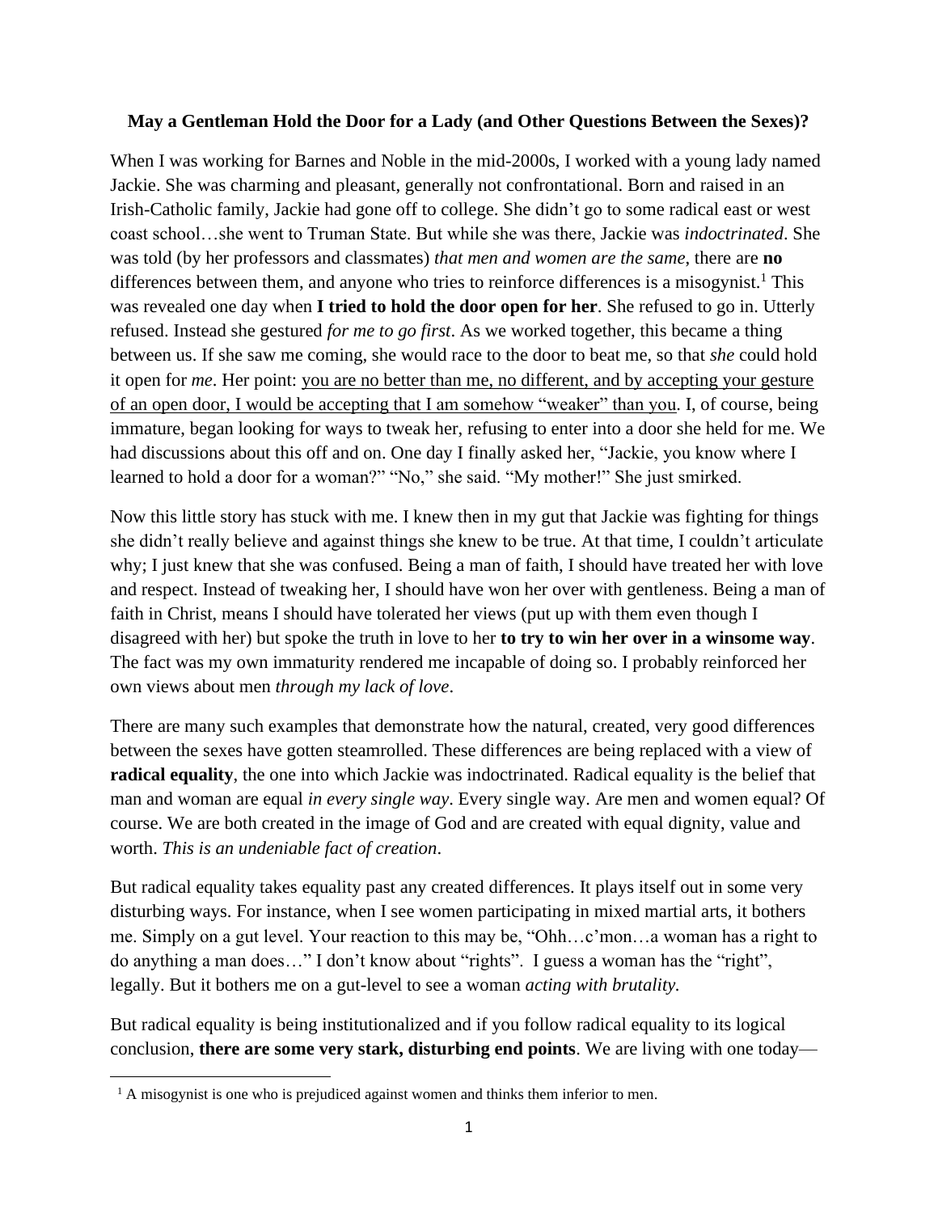**May a Gentleman Hold the Door for a Lady (and Other Questions Between the Sexes)?**

When I was working for Barnes and Noble in the mid-2000s, I worked with a young lady named Jackie. She was charming and pleasant, generally not confrontational. Born and raised in an Irish-Catholic family, Jackie had gone off to college. She didn't go to some radical east or west coast school…she went to Truman State. But while she was there, Jackie was *indoctrinated*. She was told (by her professors and classmates) *that men and women are the same*, there are **no** differences between them, and anyone who tries to reinforce differences is a misogynist.[1] This was revealed one day when **I tried to hold the door open for her**. She refused to go in. Utterly refused. Instead she gestured *for me to go first*. As we worked together, this became a thing between us. If she saw me coming, she would race to the door to beat me, so that *she* could hold it open for *me*. Her point: <u>you are no better than me, no different, and by accepting your gesture of an open door, I would be accepting that I am somehow "weaker" than you</u>. I, of course, being immature, began looking for ways to tweak her, refusing to enter into a door she held for me. We had discussions about this off and on. One day I finally asked her, "Jackie, you know where I learned to hold a door for a woman?" "No," she said. "My mother!" She just smirked.

Now this little story has stuck with me. I knew then in my gut that Jackie was fighting for things she didn't really believe and against things she knew to be true. At that time, I couldn't articulate why; I just knew that she was confused. Being a man of faith, I should have treated her with love and respect. Instead of tweaking her, I should have won her over with gentleness. Being a man of faith in Christ, means I should have tolerated her views (put up with them even though I disagreed with her) but spoke the truth in love to her **to try to win her over in a winsome way**. The fact was my own immaturity rendered me incapable of doing so. I probably reinforced her own views about men *through my lack of love*.

There are many such examples that demonstrate how the natural, created, very good differences between the sexes have gotten steamrolled. These differences are being replaced with a view of **radical equality**, the one into which Jackie was indoctrinated. Radical equality is the belief that man and woman are equal *in every single way*. Every single way. Are men and women equal? Of course. We are both created in the image of God and are created with equal dignity, value and worth. *This is an undeniable fact of creation*.

But radical equality takes equality past any created differences. It plays itself out in some very disturbing ways. For instance, when I see women participating in mixed martial arts, it bothers me. Simply on a gut level. Your reaction to this may be, "Ohh…c'mon…a woman has a right to do anything a man does…" I don't know about "rights". I guess a woman has the "right", legally. But it bothers me on a gut-level to see a woman *acting with brutality.*

But radical equality is being institutionalized and if you follow radical equality to its logical conclusion, **there are some very stark, disturbing end points**. We are living with one today—

[1] A misogynist is one who is prejudiced against women and thinks them inferior to men.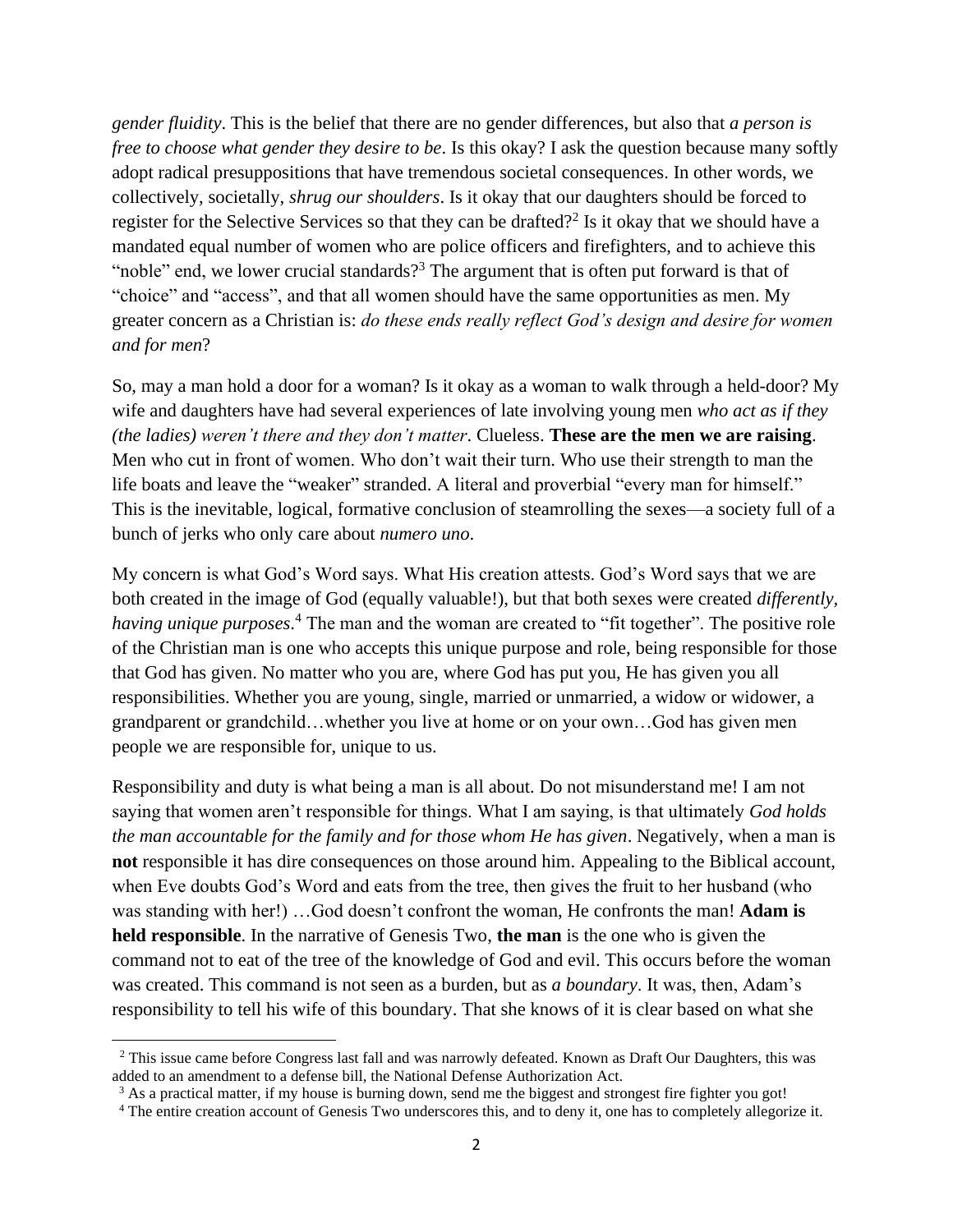*gender fluidity*. This is the belief that there are no gender differences, but also that *a person is free to choose what gender they desire to be*. Is this okay? I ask the question because many softly adopt radical presuppositions that have tremendous societal consequences. In other words, we collectively, societally, *shrug our shoulders*. Is it okay that our daughters should be forced to register for the Selective Services so that they can be drafted?[2] Is it okay that we should have a mandated equal number of women who are police officers and firefighters, and to achieve this "noble" end, we lower crucial standards?[3] The argument that is often put forward is that of "choice" and "access", and that all women should have the same opportunities as men. My greater concern as a Christian is: *do these ends really reflect God's design and desire for women and for men*?

So, may a man hold a door for a woman? Is it okay as a woman to walk through a held-door? My wife and daughters have had several experiences of late involving young men *who act as if they (the ladies) weren't there and they don't matter*. Clueless. **These are the men we are raising**. Men who cut in front of women. Who don't wait their turn. Who use their strength to man the life boats and leave the "weaker" stranded. A literal and proverbial "every man for himself." This is the inevitable, logical, formative conclusion of steamrolling the sexes—a society full of a bunch of jerks who only care about *numero uno*.

My concern is what God's Word says. What His creation attests. God's Word says that we are both created in the image of God (equally valuable!), but that both sexes were created *differently, having unique purposes*.[4] The man and the woman are created to "fit together". The positive role of the Christian man is one who accepts this unique purpose and role, being responsible for those that God has given. No matter who you are, where God has put you, He has given you all responsibilities. Whether you are young, single, married or unmarried, a widow or widower, a grandparent or grandchild…whether you live at home or on your own…God has given men people we are responsible for, unique to us.

Responsibility and duty is what being a man is all about. Do not misunderstand me! I am not saying that women aren't responsible for things. What I am saying, is that ultimately *God holds the man accountable for the family and for those whom He has given*. Negatively, when a man is **not** responsible it has dire consequences on those around him. Appealing to the Biblical account, when Eve doubts God's Word and eats from the tree, then gives the fruit to her husband (who was standing with her!) …God doesn't confront the woman, He confronts the man! **Adam is held responsible**. In the narrative of Genesis Two, **the man** is the one who is given the command not to eat of the tree of the knowledge of God and evil. This occurs before the woman was created. This command is not seen as a burden, but as *a boundary*. It was, then, Adam's responsibility to tell his wife of this boundary. That she knows of it is clear based on what she

---

[2] This issue came before Congress last fall and was narrowly defeated. Known as Draft Our Daughters, this was added to an amendment to a defense bill, the National Defense Authorization Act.

[3] As a practical matter, if my house is burning down, send me the biggest and strongest fire fighter you got!

[4] The entire creation account of Genesis Two underscores this, and to deny it, one has to completely allegorize it.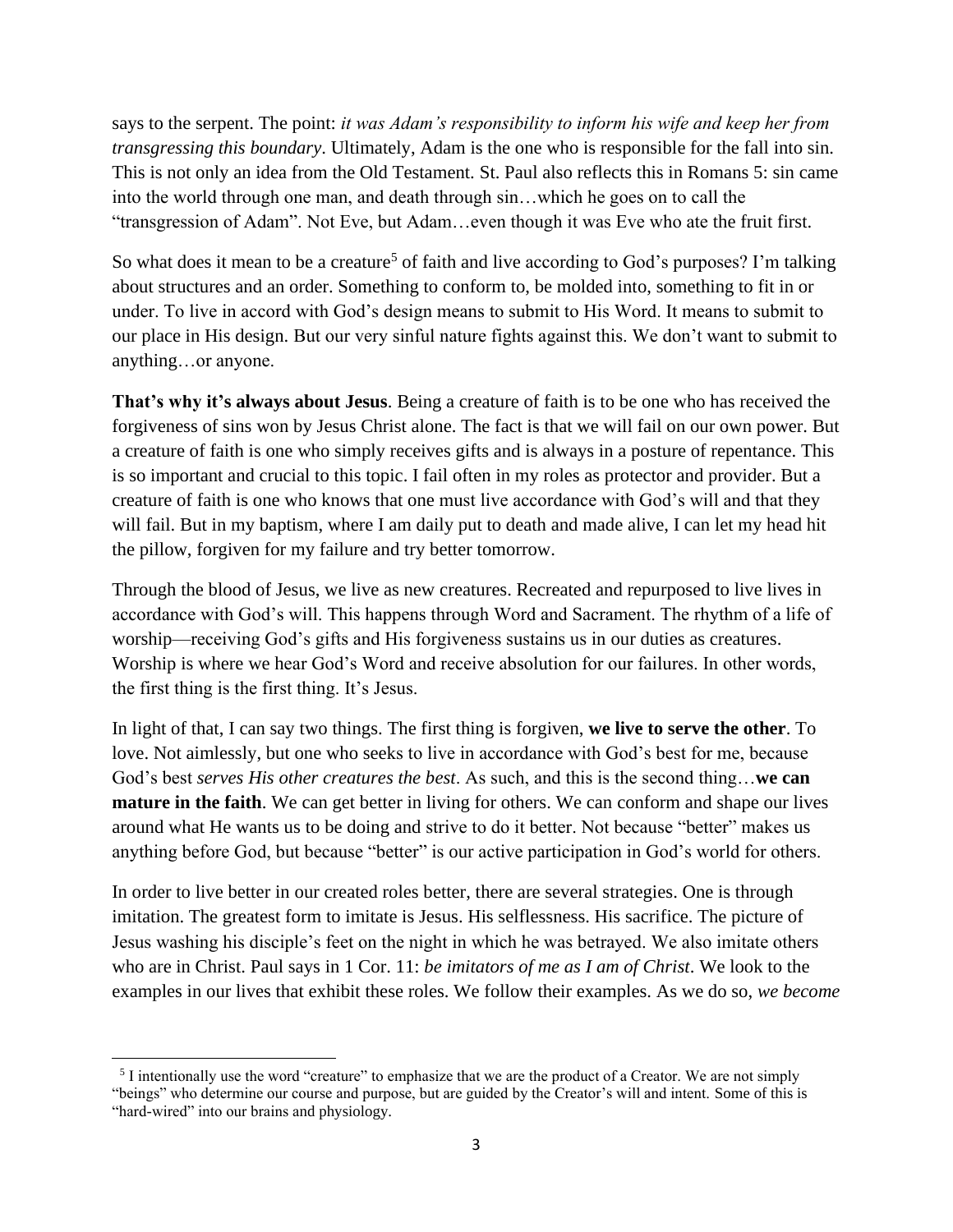says to the serpent. The point: *it was Adam's responsibility to inform his wife and keep her from transgressing this boundary*. Ultimately, Adam is the one who is responsible for the fall into sin. This is not only an idea from the Old Testament. St. Paul also reflects this in Romans 5: sin came into the world through one man, and death through sin…which he goes on to call the "transgression of Adam". Not Eve, but Adam…even though it was Eve who ate the fruit first.

So what does it mean to be a creature[5] of faith and live according to God's purposes? I'm talking about structures and an order. Something to conform to, be molded into, something to fit in or under. To live in accord with God's design means to submit to His Word. It means to submit to our place in His design. But our very sinful nature fights against this. We don't want to submit to anything…or anyone.

**That's why it's always about Jesus**. Being a creature of faith is to be one who has received the forgiveness of sins won by Jesus Christ alone. The fact is that we will fail on our own power. But a creature of faith is one who simply receives gifts and is always in a posture of repentance. This is so important and crucial to this topic. I fail often in my roles as protector and provider. But a creature of faith is one who knows that one must live accordance with God's will and that they will fail. But in my baptism, where I am daily put to death and made alive, I can let my head hit the pillow, forgiven for my failure and try better tomorrow.

Through the blood of Jesus, we live as new creatures. Recreated and repurposed to live lives in accordance with God's will. This happens through Word and Sacrament. The rhythm of a life of worship—receiving God's gifts and His forgiveness sustains us in our duties as creatures. Worship is where we hear God's Word and receive absolution for our failures. In other words, the first thing is the first thing. It's Jesus.

In light of that, I can say two things. The first thing is forgiven, **we live to serve the other**. To love. Not aimlessly, but one who seeks to live in accordance with God's best for me, because God's best *serves His other creatures the best*. As such, and this is the second thing…**we can mature in the faith**. We can get better in living for others. We can conform and shape our lives around what He wants us to be doing and strive to do it better. Not because "better" makes us anything before God, but because "better" is our active participation in God's world for others.

In order to live better in our created roles better, there are several strategies. One is through imitation. The greatest form to imitate is Jesus. His selflessness. His sacrifice. The picture of Jesus washing his disciple's feet on the night in which he was betrayed. We also imitate others who are in Christ. Paul says in 1 Cor. 11: *be imitators of me as I am of Christ*. We look to the examples in our lives that exhibit these roles. We follow their examples. As we do so, *we become*

---

[5] I intentionally use the word "creature" to emphasize that we are the product of a Creator. We are not simply "beings" who determine our course and purpose, but are guided by the Creator's will and intent. Some of this is "hard-wired" into our brains and physiology.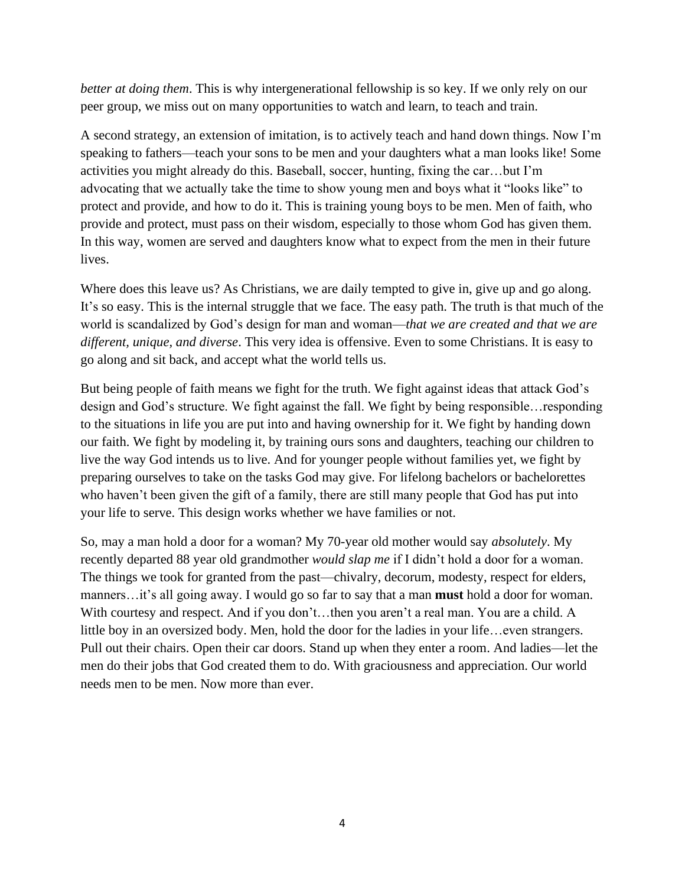*better at doing them*. This is why intergenerational fellowship is so key. If we only rely on our peer group, we miss out on many opportunities to watch and learn, to teach and train.

A second strategy, an extension of imitation, is to actively teach and hand down things. Now I'm speaking to fathers—teach your sons to be men and your daughters what a man looks like! Some activities you might already do this. Baseball, soccer, hunting, fixing the car…but I'm advocating that we actually take the time to show young men and boys what it "looks like" to protect and provide, and how to do it. This is training young boys to be men. Men of faith, who provide and protect, must pass on their wisdom, especially to those whom God has given them. In this way, women are served and daughters know what to expect from the men in their future lives.

Where does this leave us? As Christians, we are daily tempted to give in, give up and go along. It's so easy. This is the internal struggle that we face. The easy path. The truth is that much of the world is scandalized by God's design for man and woman—*that we are created and that we are different, unique, and diverse*. This very idea is offensive. Even to some Christians. It is easy to go along and sit back, and accept what the world tells us.

But being people of faith means we fight for the truth. We fight against ideas that attack God's design and God's structure. We fight against the fall. We fight by being responsible…responding to the situations in life you are put into and having ownership for it. We fight by handing down our faith. We fight by modeling it, by training ours sons and daughters, teaching our children to live the way God intends us to live. And for younger people without families yet, we fight by preparing ourselves to take on the tasks God may give. For lifelong bachelors or bachelorettes who haven't been given the gift of a family, there are still many people that God has put into your life to serve. This design works whether we have families or not.

So, may a man hold a door for a woman? My 70-year old mother would say *absolutely*. My recently departed 88 year old grandmother *would slap me* if I didn't hold a door for a woman. The things we took for granted from the past—chivalry, decorum, modesty, respect for elders, manners…it's all going away. I would go so far to say that a man **must** hold a door for woman. With courtesy and respect. And if you don't…then you aren't a real man. You are a child. A little boy in an oversized body. Men, hold the door for the ladies in your life…even strangers. Pull out their chairs. Open their car doors. Stand up when they enter a room. And ladies—let the men do their jobs that God created them to do. With graciousness and appreciation. Our world needs men to be men. Now more than ever.